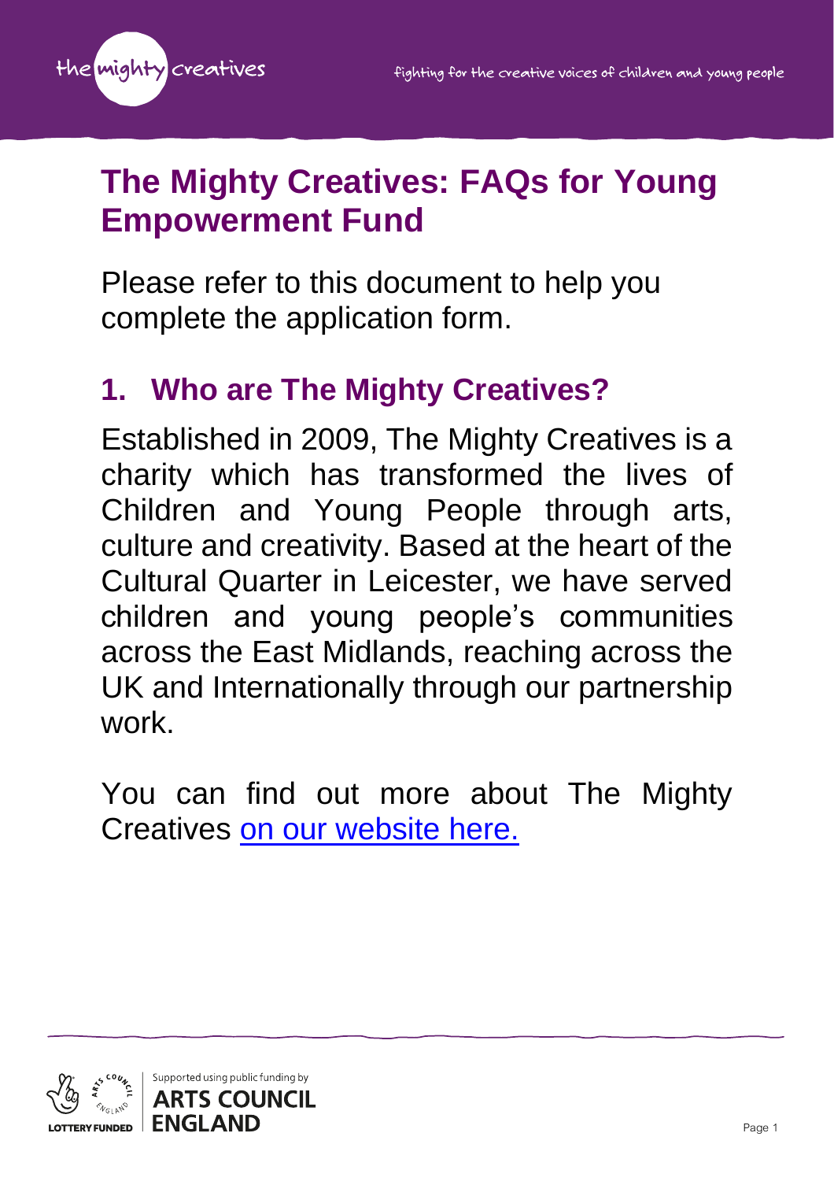# The Mighty Creatives: FAQs for Young Empowerment Fund

Please refer to this document to help you complete the application form.

## 1. Who are The Mighty Creatives?

Established in 2009, The Mighty Creatives is a charity which has transformed the lives of Children and Young People through arts, culture and creativity. Based at the heart of the Cultural Quarter in Leicester, we have served children and young people's communities across the East Midlands, reaching across the UK and Internationally through our partnership work.

You can find out more about The Mighty Creatives on our website here.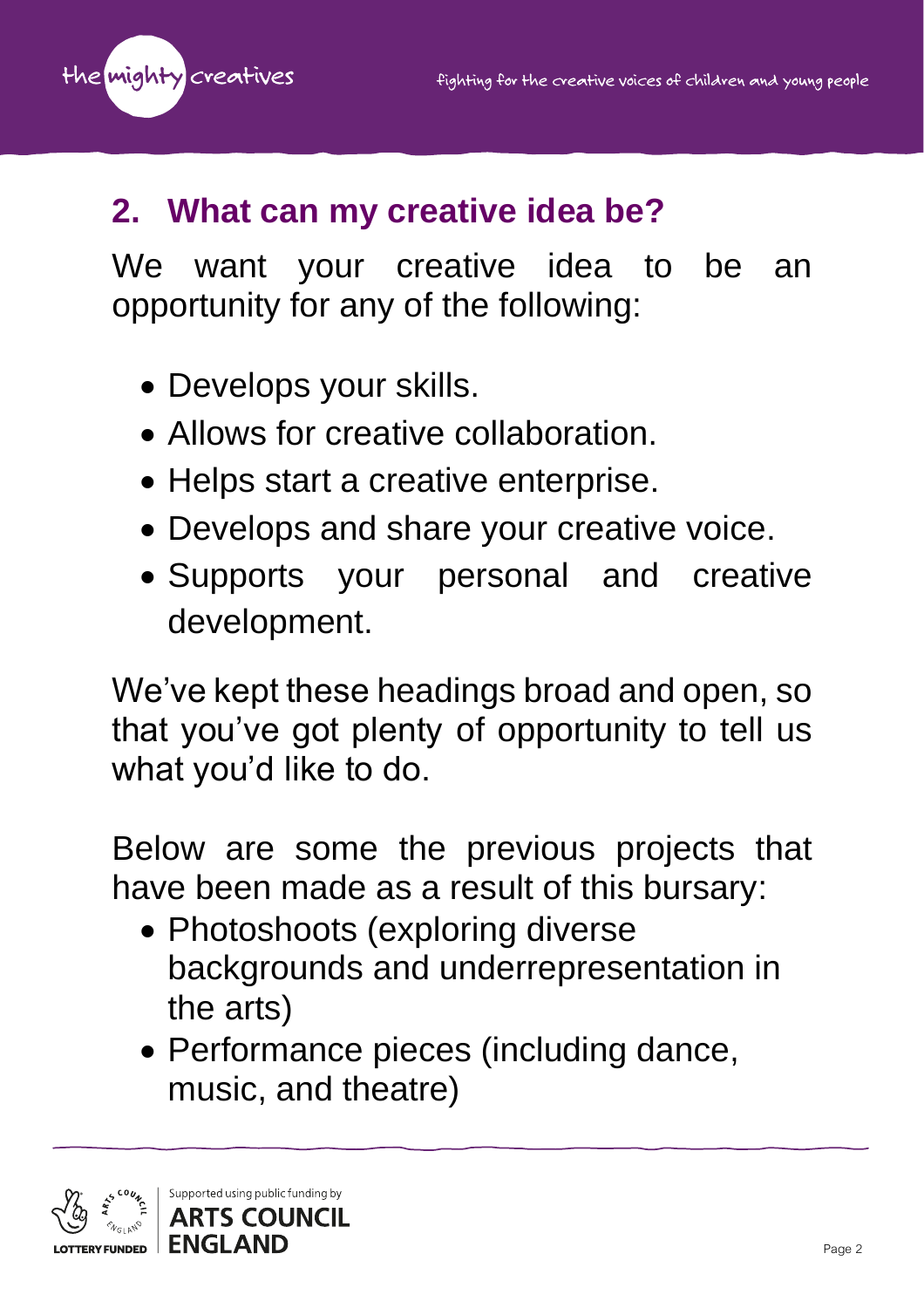## 2. What can my creative idea be?

We want your creative idea to be an opportunity for any of the following:

- Develops your skills.
- Allows for creative collaboration.
- Helps start a creative enterprise.
- Develops and share your creative voice.
- Supports your personal and creative development.

We've kept these headings broad and open, so that you've got plenty of opportunity to tell us what you'd like to do.

Below are some the previous projects that have been made as a result of this bursary:

- Photoshoots (exploring diverse backgrounds and underrepresentation in the arts)
- Performance pieces (including dance, music, and theatre)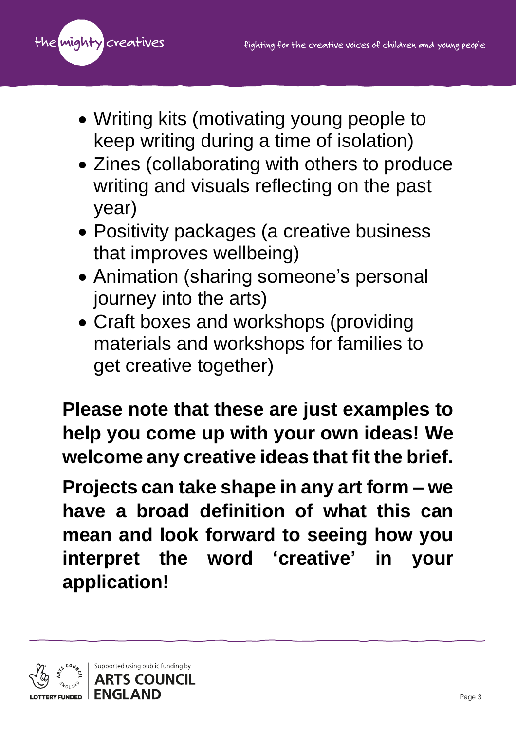- Writing kits (motivating young people to keep writing during a time of isolation)
- Zines (collaborating with others to produce writing and visuals reflecting on the past year)
- Positivity packages (a creative business that improves wellbeing)
- Animation (sharing someone's personal journey into the arts)
- Craft boxes and workshops (providing materials and workshops for families to get creative together)

**Please note that these are just examples to help you come up with your own ideas! We welcome any creative ideas that fit the brief.**

**Projects can take shape in any art form – we have a broad definition of what this can mean and look forward to seeing how you interpret the word 'creative' in your application!**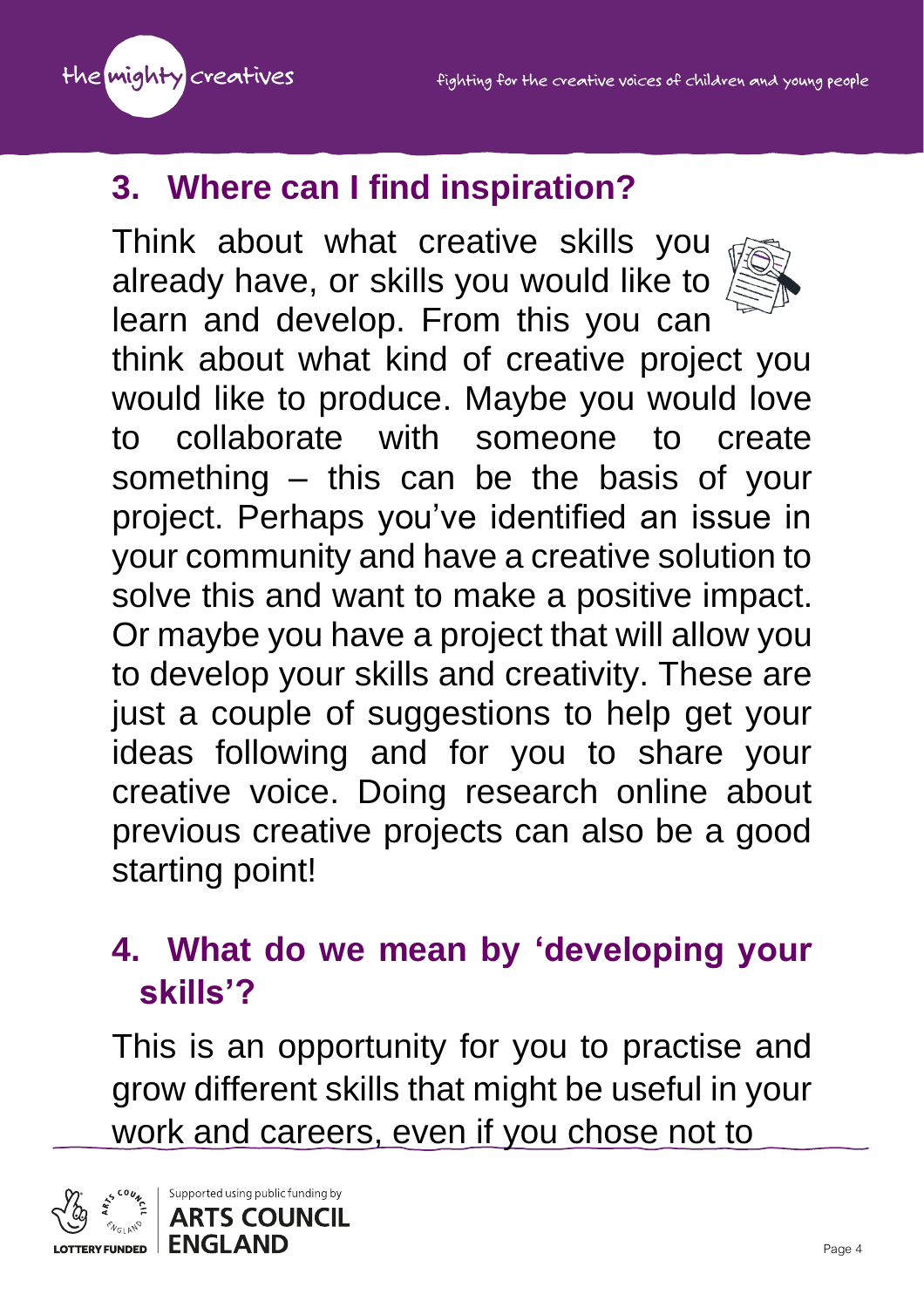## 3. Where can I find inspiration?

Think about what creative skills you already have, or skills you would like to learn and develop. From this you can think about what kind of creative project you would like to produce. Maybe you would love to collaborate with someone to create something – this can be the basis of your project. Perhaps you've identified an issue in your community and have a creative solution to solve this and want to make a positive impact. Or maybe you have a project that will allow you to develop your skills and creativity. These are just a couple of suggestions to help get your ideas following and for you to share your creative voice. Doing research online about previous creative projects can also be a good starting point!

## 4. What do we mean by 'developing your skills'?

This is an opportunity for you to practise and grow different skills that might be useful in your work and careers, even if you chose not to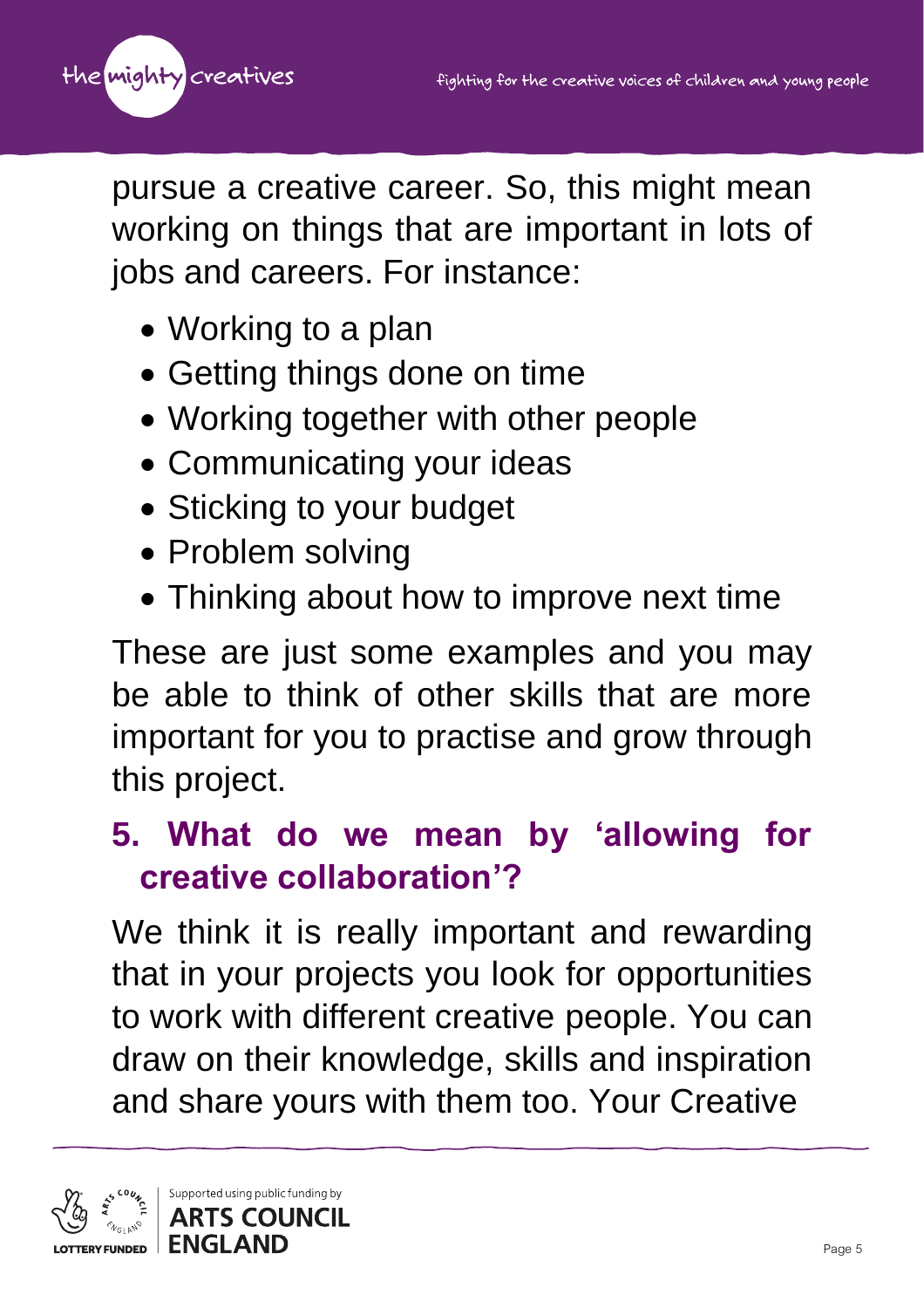pursue a creative career. So, this might mean working on things that are important in lots of jobs and careers. For instance:

- Working to a plan
- Getting things done on time
- Working together with other people
- Communicating your ideas
- Sticking to your budget
- Problem solving
- Thinking about how to improve next time

These are just some examples and you may be able to think of other skills that are more important for you to practise and grow through this project.

## 5. What do we mean by 'allowing for creative collaboration'?

We think it is really important and rewarding that in your projects you look for opportunities to work with different creative people. You can draw on their knowledge, skills and inspiration and share yours with them too. Your Creative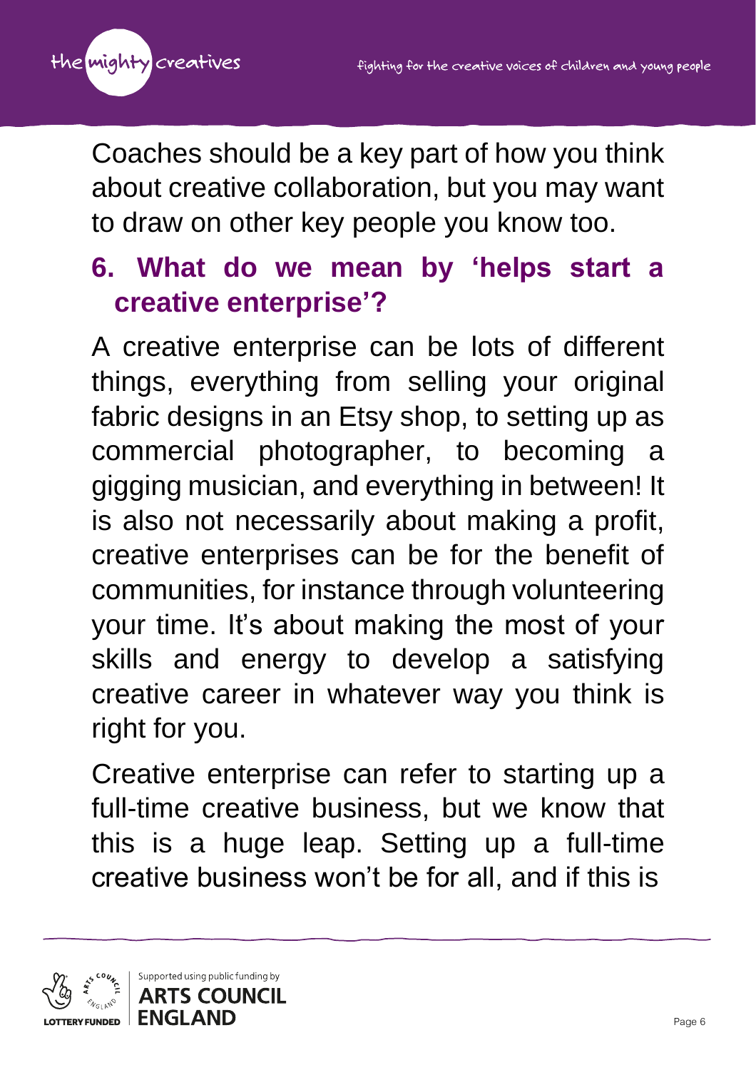Coaches should be a key part of how you think about creative collaboration, but you may want to draw on other key people you know too.

## 6. What do we mean by 'helps start a creative enterprise'?

A creative enterprise can be lots of different things, everything from selling your original fabric designs in an Etsy shop, to setting up as commercial photographer, to becoming a gigging musician, and everything in between! It is also not necessarily about making a profit, creative enterprises can be for the benefit of communities, for instance through volunteering your time. It's about making the most of your skills and energy to develop a satisfying creative career in whatever way you think is right for you.

Creative enterprise can refer to starting up a full-time creative business, but we know that this is a huge leap. Setting up a full-time creative business won't be for all, and if this is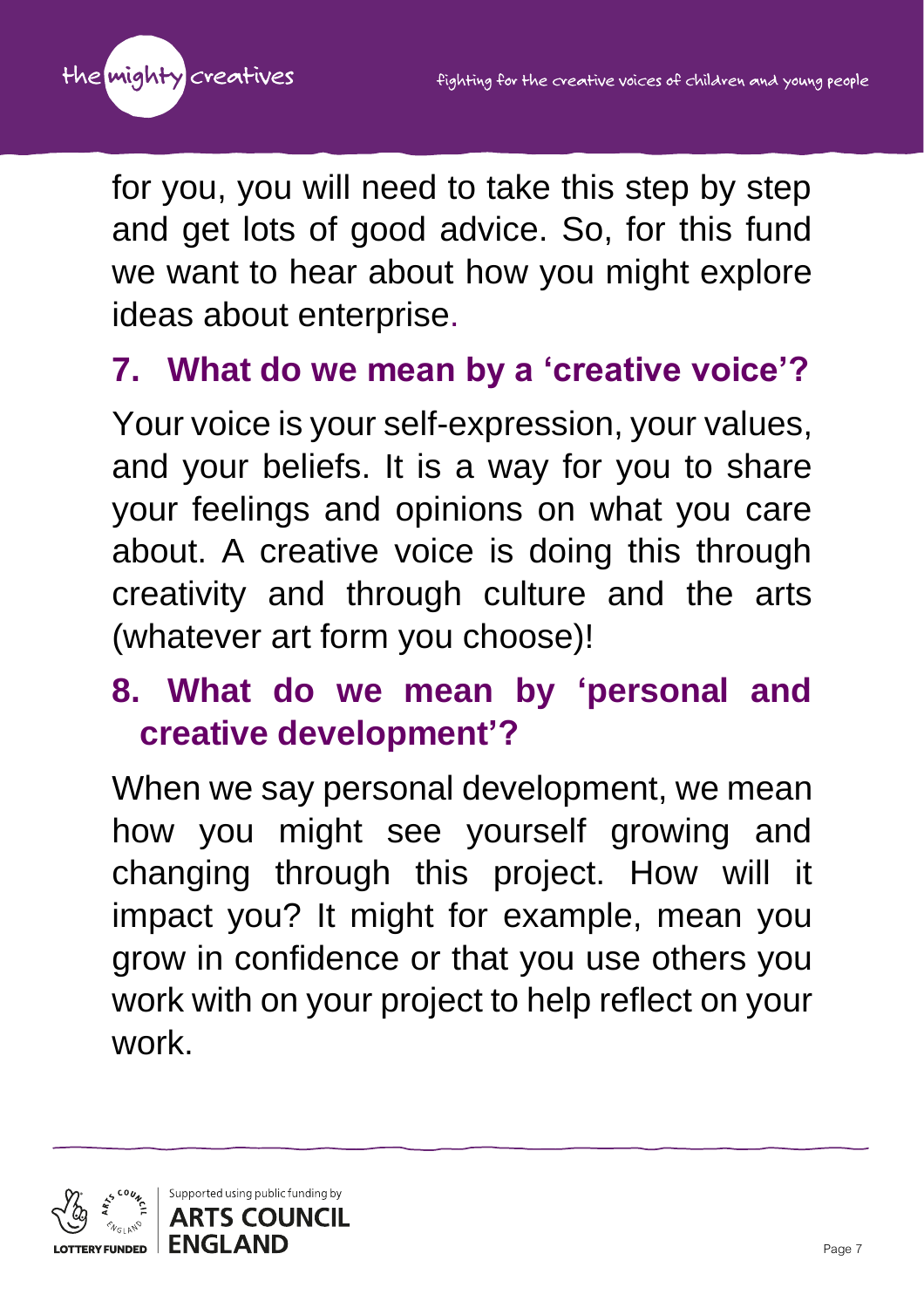for you, you will need to take this step by step and get lots of good advice. So, for this fund we want to hear about how you might explore ideas about enterprise.

## 7. What do we mean by a 'creative voice'?

Your voice is your self-expression, your values, and your beliefs. It is a way for you to share your feelings and opinions on what you care about. A creative voice is doing this through creativity and through culture and the arts (whatever art form you choose)!

## 8. What do we mean by 'personal and creative development'?

When we say personal development, we mean how you might see yourself growing and changing through this project. How will it impact you? It might for example, mean you grow in confidence or that you use others you work with on your project to help reflect on your work.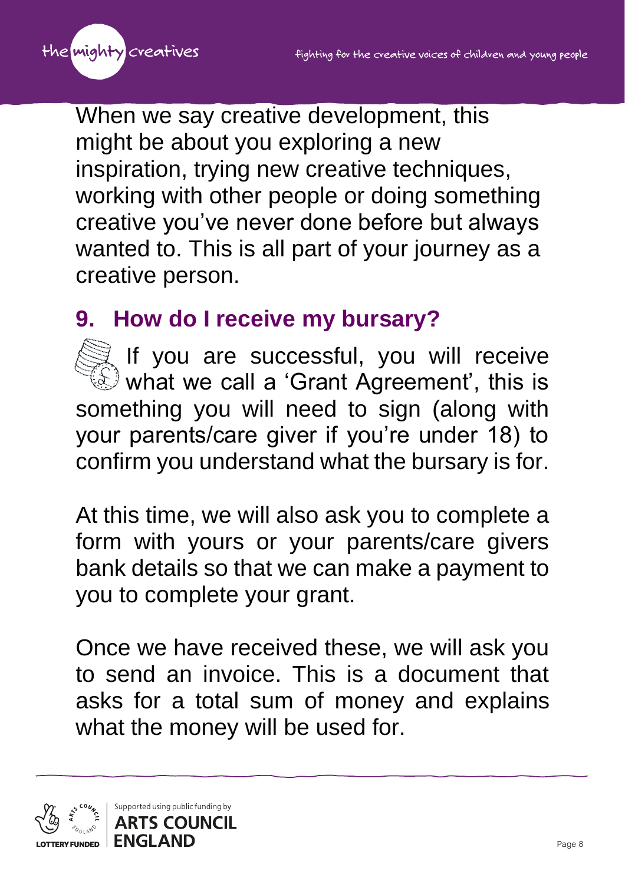When we say creative development, this might be about you exploring a new inspiration, trying new creative techniques, working with other people or doing something creative you've never done before but always wanted to. This is all part of your journey as a creative person.

## 9. How do I receive my bursary?

If you are successful, you will receive what we call a 'Grant Agreement', this is something you will need to sign (along with your parents/care giver if you're under 18) to confirm you understand what the bursary is for.

At this time, we will also ask you to complete a form with yours or your parents/care givers bank details so that we can make a payment to you to complete your grant.

Once we have received these, we will ask you to send an invoice. This is a document that asks for a total sum of money and explains what the money will be used for.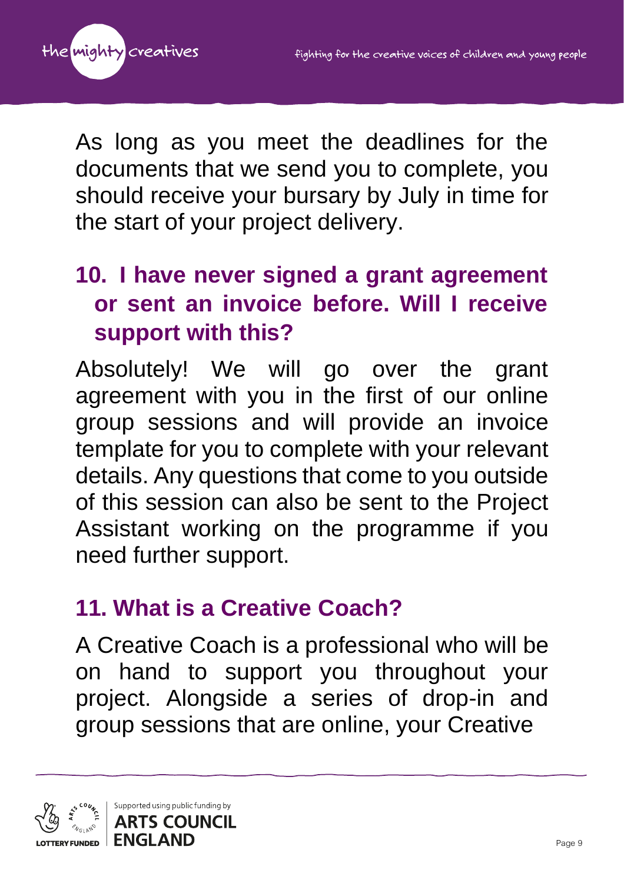As long as you meet the deadlines for the documents that we send you to complete, you should receive your bursary by July in time for the start of your project delivery.

## 10. I have never signed a grant agreement or sent an invoice before. Will I receive support with this?

Absolutely! We will go over the grant agreement with you in the first of our online group sessions and will provide an invoice template for you to complete with your relevant details. Any questions that come to you outside of this session can also be sent to the Project Assistant working on the programme if you need further support.

## 11. What is a Creative Coach?

A Creative Coach is a professional who will be on hand to support you throughout your project. Alongside a series of drop-in and group sessions that are online, your Creative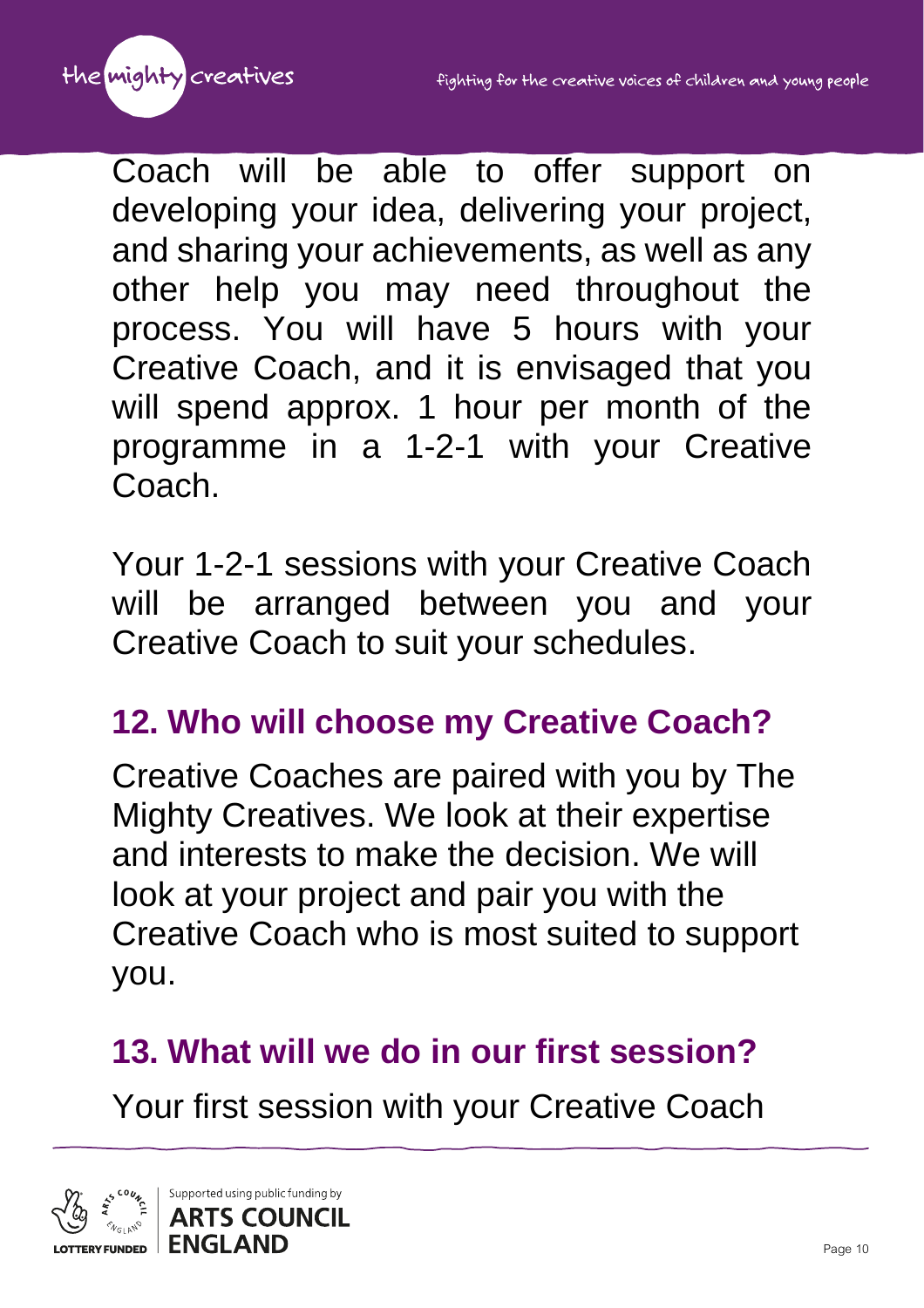Coach will be able to offer support on developing your idea, delivering your project, and sharing your achievements, as well as any other help you may need throughout the process. You will have 5 hours with your Creative Coach, and it is envisaged that you will spend approx. 1 hour per month of the programme in a 1-2-1 with your Creative Coach.

Your 1-2-1 sessions with your Creative Coach will be arranged between you and your Creative Coach to suit your schedules.

## 12. Who will choose my Creative Coach?

Creative Coaches are paired with you by The Mighty Creatives. We look at their expertise and interests to make the decision. We will look at your project and pair you with the Creative Coach who is most suited to support you.

## 13. What will we do in our first session?

Your first session with your Creative Coach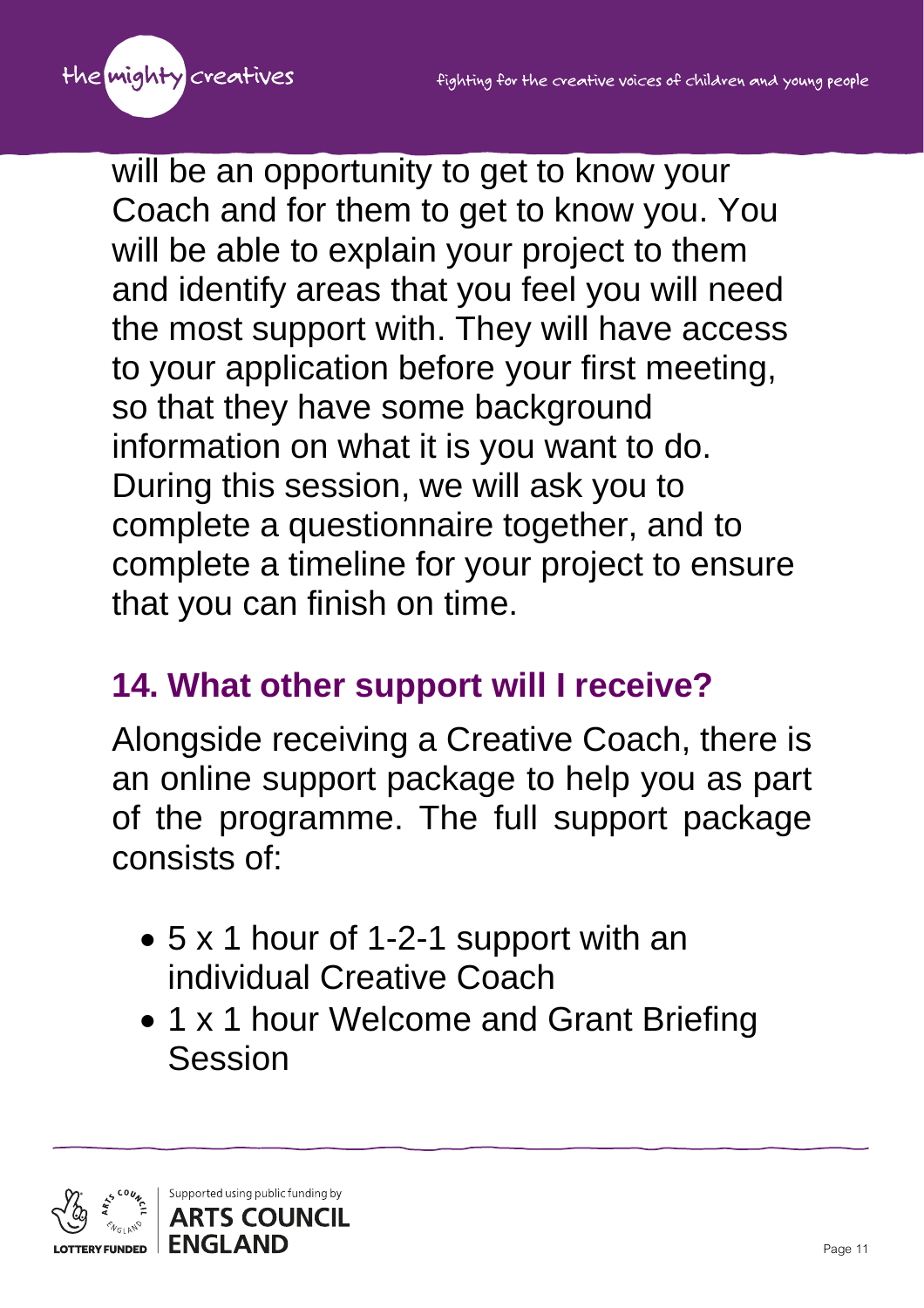will be an opportunity to get to know your Coach and for them to get to know you. You will be able to explain your project to them and identify areas that you feel you will need the most support with. They will have access to your application before your first meeting, so that they have some background information on what it is you want to do. During this session, we will ask you to complete a questionnaire together, and to complete a timeline for your project to ensure that you can finish on time.

## 14. What other support will I receive?

Alongside receiving a Creative Coach, there is an online support package to help you as part of the programme. The full support package consists of:

- 5 x 1 hour of 1-2-1 support with an individual Creative Coach
- 1 x 1 hour Welcome and Grant Briefing Session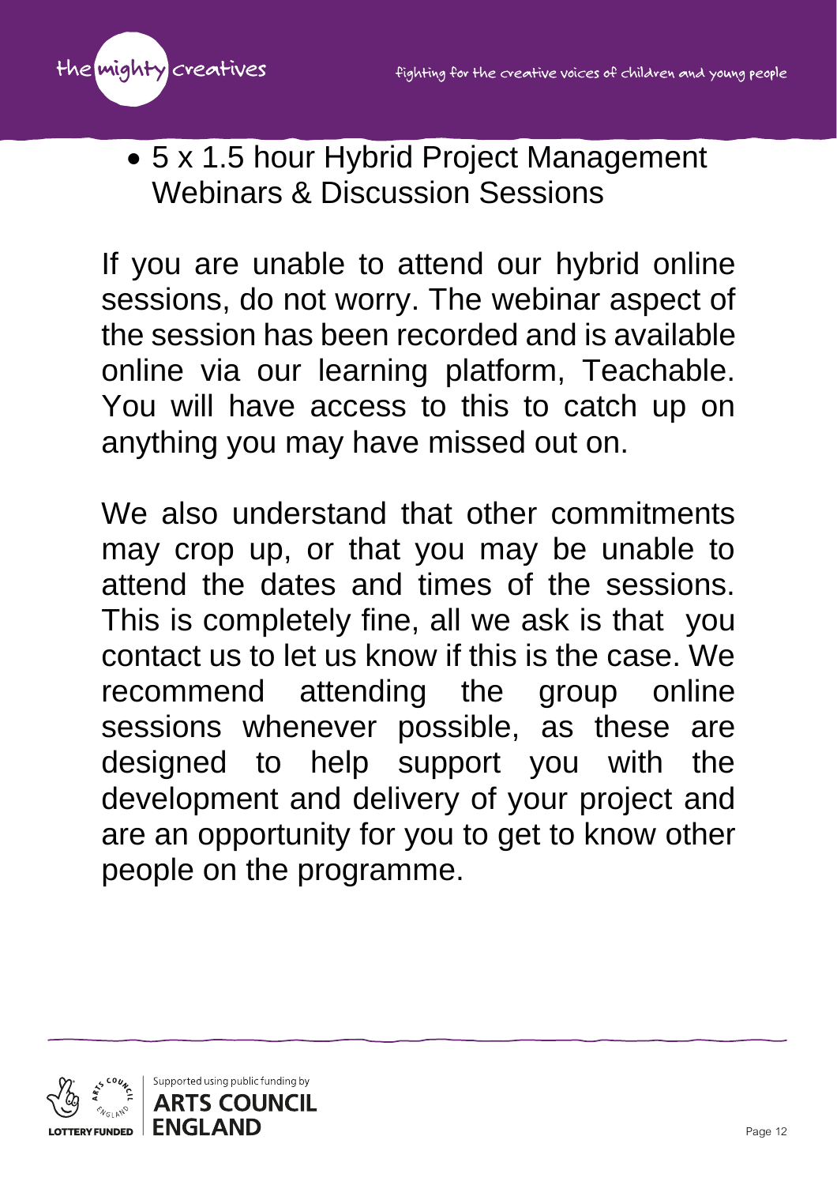- 5 x 1.5 hour Hybrid Project Management Webinars & Discussion Sessions

If you are unable to attend our hybrid online sessions, do not worry. The webinar aspect of the session has been recorded and is available online via our learning platform, Teachable. You will have access to this to catch up on anything you may have missed out on.

We also understand that other commitments may crop up, or that you may be unable to attend the dates and times of the sessions. This is completely fine, all we ask is that you contact us to let us know if this is the case. We recommend attending the group online sessions whenever possible, as these are designed to help support you with the development and delivery of your project and are an opportunity for you to get to know other people on the programme.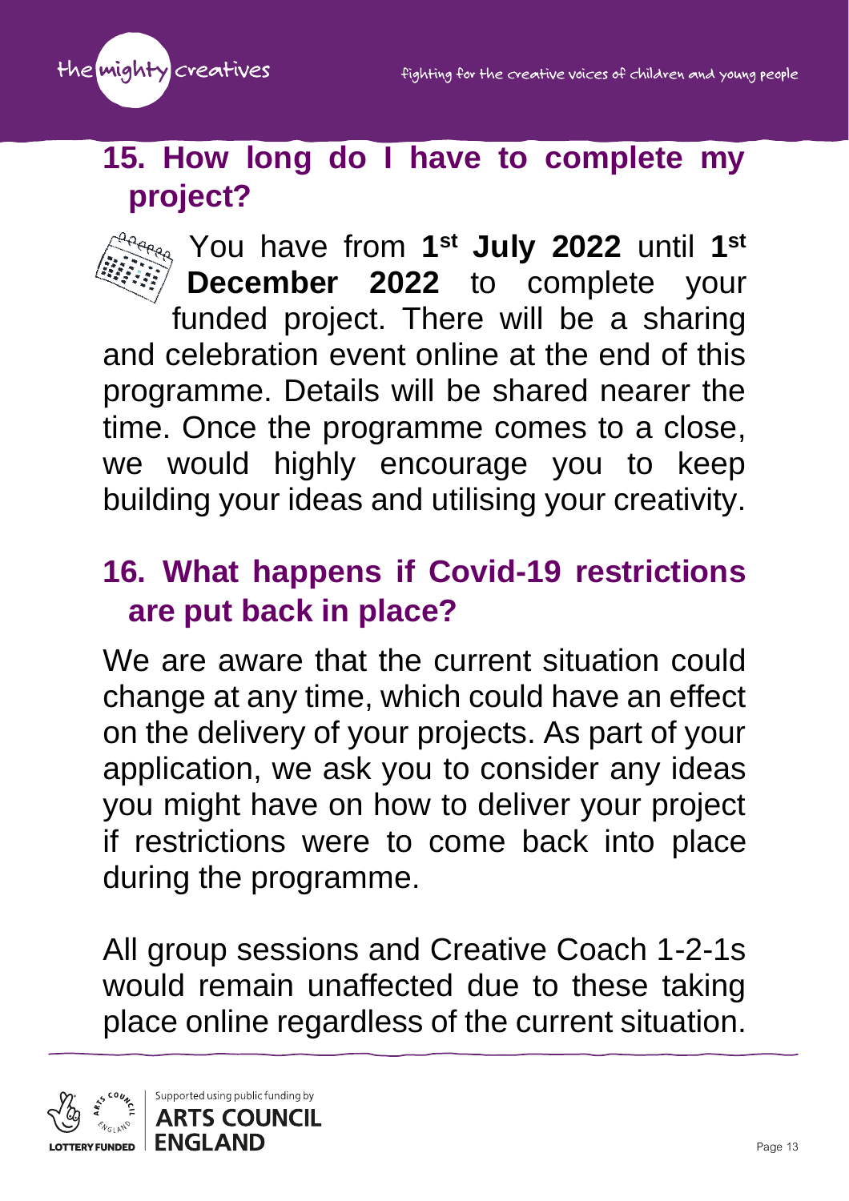## 15. How long do I have to complete my project?

You have from **1st July 2022** until **1st December 2022** to complete your funded project. There will be a sharing and celebration event online at the end of this programme. Details will be shared nearer the time. Once the programme comes to a close, we would highly encourage you to keep building your ideas and utilising your creativity.

## 16. What happens if Covid-19 restrictions are put back in place?

We are aware that the current situation could change at any time, which could have an effect on the delivery of your projects. As part of your application, we ask you to consider any ideas you might have on how to deliver your project if restrictions were to come back into place during the programme.

All group sessions and Creative Coach 1-2-1s would remain unaffected due to these taking place online regardless of the current situation.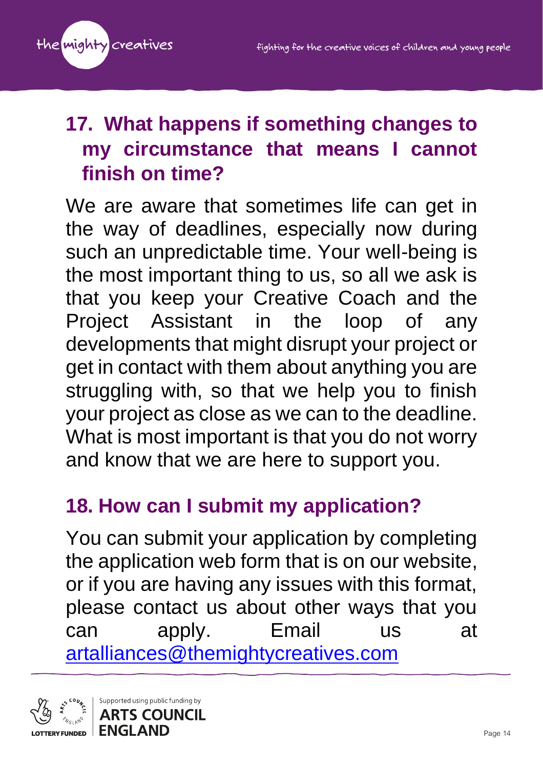## 17. What happens if something changes to my circumstance that means I cannot finish on time?

We are aware that sometimes life can get in the way of deadlines, especially now during such an unpredictable time. Your well-being is the most important thing to us, so all we ask is that you keep your Creative Coach and the Project Assistant in the loop of any developments that might disrupt your project or get in contact with them about anything you are struggling with, so that we help you to finish your project as close as we can to the deadline. What is most important is that you do not worry and know that we are here to support you.

## 18. How can I submit my application?

You can submit your application by completing the application web form that is on our website, or if you are having any issues with this format, please contact us about other ways that you can apply. Email us at artalliances@themightycreatives.com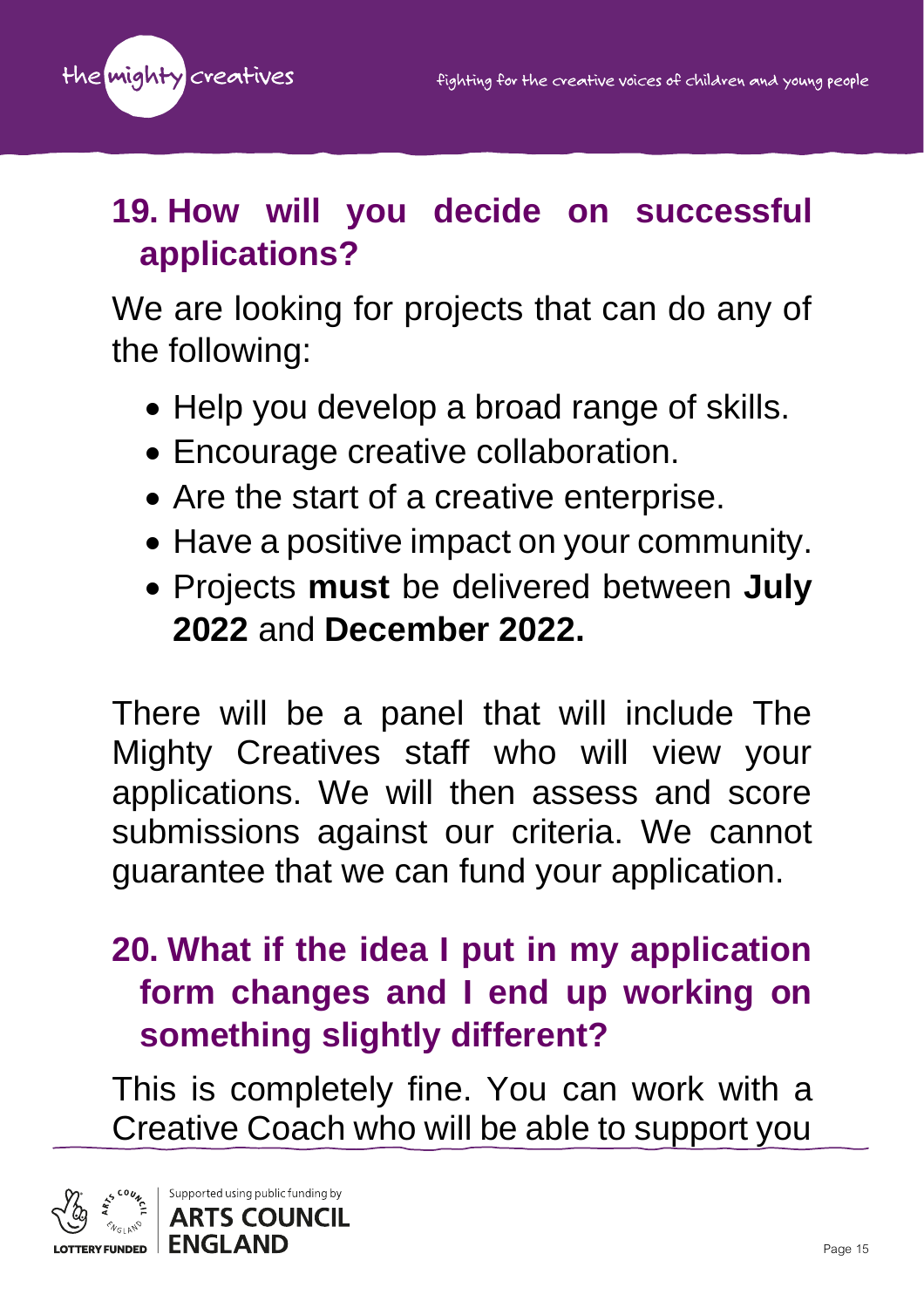## 19. How will you decide on successful applications?

We are looking for projects that can do any of the following:

- Help you develop a broad range of skills.
- Encourage creative collaboration.
- Are the start of a creative enterprise.
- Have a positive impact on your community.
- Projects **must** be delivered between **July 2022** and **December 2022.**

There will be a panel that will include The Mighty Creatives staff who will view your applications. We will then assess and score submissions against our criteria. We cannot guarantee that we can fund your application.

## 20. What if the idea I put in my application form changes and I end up working on something slightly different?

This is completely fine. You can work with a Creative Coach who will be able to support you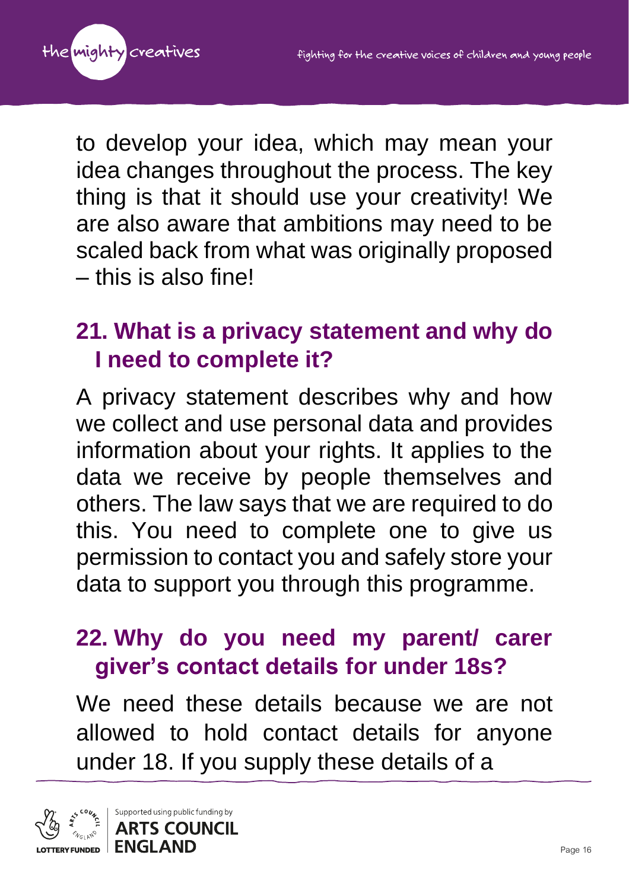to develop your idea, which may mean your idea changes throughout the process. The key thing is that it should use your creativity! We are also aware that ambitions may need to be scaled back from what was originally proposed – this is also fine!

## 21. What is a privacy statement and why do I need to complete it?

A privacy statement describes why and how we collect and use personal data and provides information about your rights. It applies to the data we receive by people themselves and others. The law says that we are required to do this. You need to complete one to give us permission to contact you and safely store your data to support you through this programme.

## 22. Why do you need my parent/ carer giver's contact details for under 18s?

We need these details because we are not allowed to hold contact details for anyone under 18. If you supply these details of a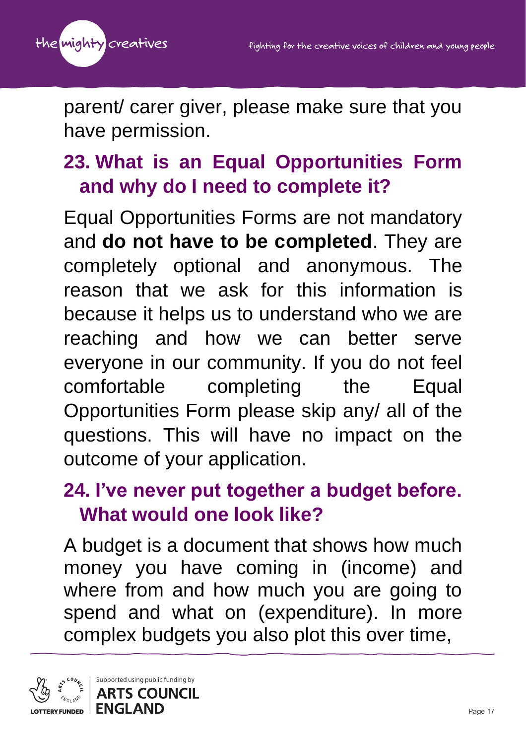parent/ carer giver, please make sure that you have permission.

## 23. What is an Equal Opportunities Form and why do I need to complete it?

Equal Opportunities Forms are not mandatory and **do not have to be completed**. They are completely optional and anonymous. The reason that we ask for this information is because it helps us to understand who we are reaching and how we can better serve everyone in our community. If you do not feel comfortable completing the Equal Opportunities Form please skip any/ all of the questions. This will have no impact on the outcome of your application.

## 24. I've never put together a budget before. What would one look like?

A budget is a document that shows how much money you have coming in (income) and where from and how much you are going to spend and what on (expenditure). In more complex budgets you also plot this over time,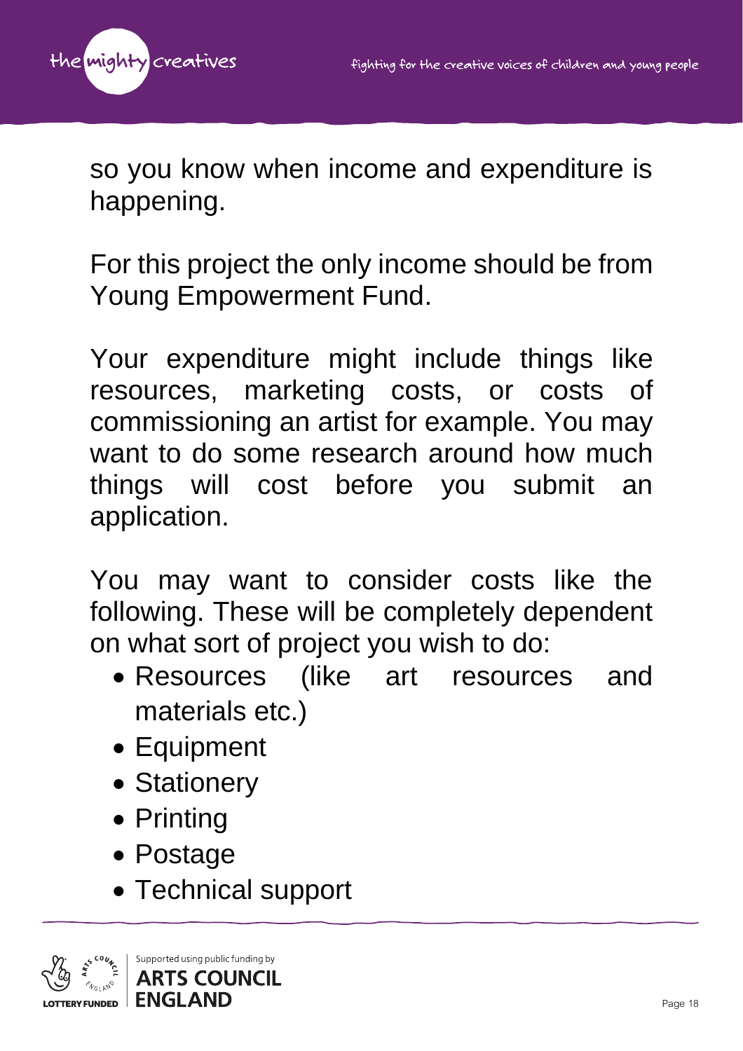so you know when income and expenditure is happening.

For this project the only income should be from Young Empowerment Fund.

Your expenditure might include things like resources, marketing costs, or costs of commissioning an artist for example. You may want to do some research around how much things will cost before you submit an application.

You may want to consider costs like the following. These will be completely dependent on what sort of project you wish to do:

- Resources (like art resources and materials etc.)
- Equipment
- Stationery
- Printing
- Postage
- Technical support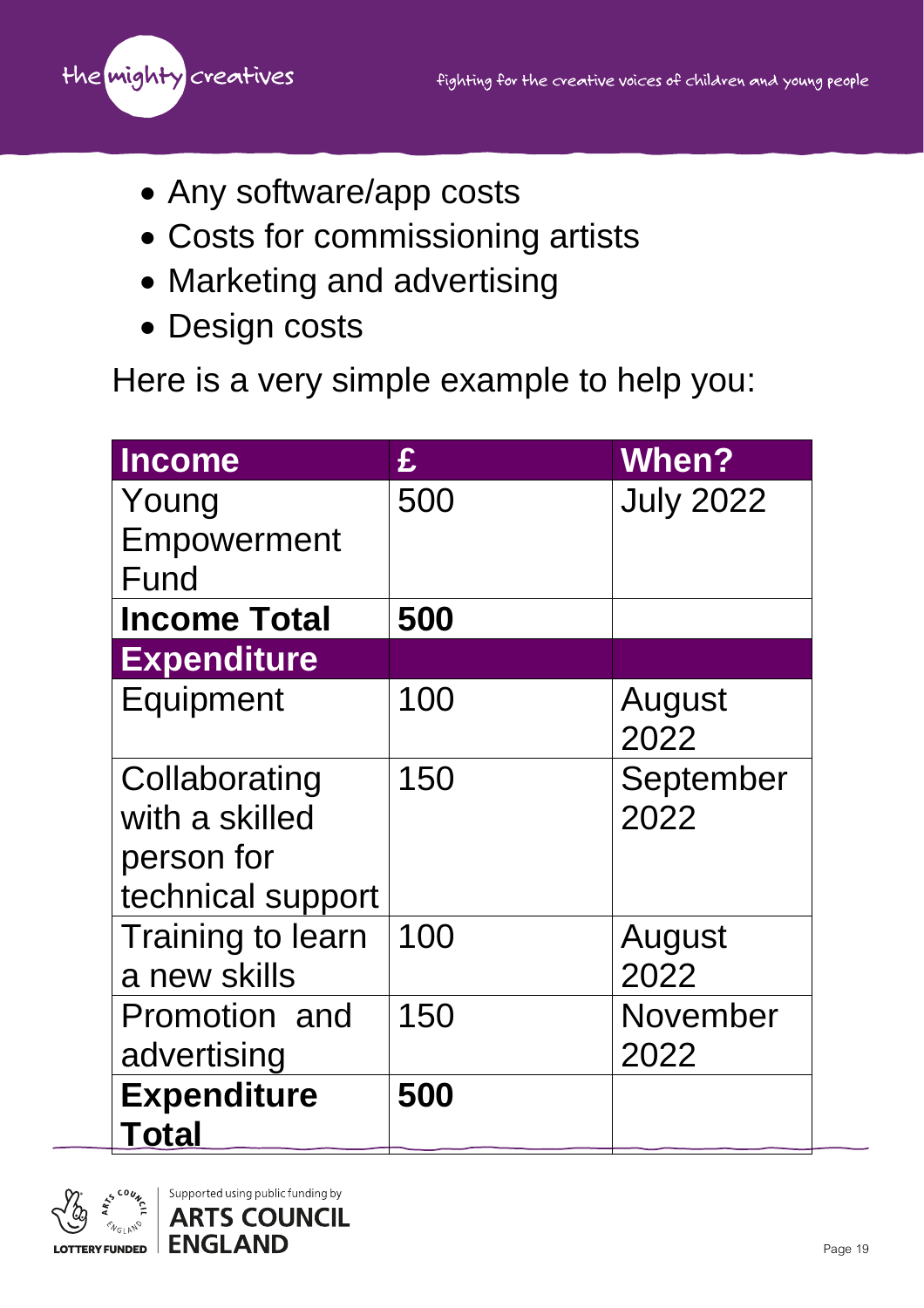- Any software/app costs
- Costs for commissioning artists
- Marketing and advertising
- Design costs

Here is a very simple example to help you:

| **Income** | **£** | **When?** |
|---|---|---|
| Young Empowerment Fund | 500 | July 2022 |
| **Income Total** | **500** | |
| **Expenditure** | | |
| Equipment | 100 | August 2022 |
| Collaborating with a skilled person for technical support | 150 | September 2022 |
| Training to learn a new skills | 100 | August 2022 |
| Promotion and advertising | 150 | November 2022 |
| **Expenditure Total** | **500** | |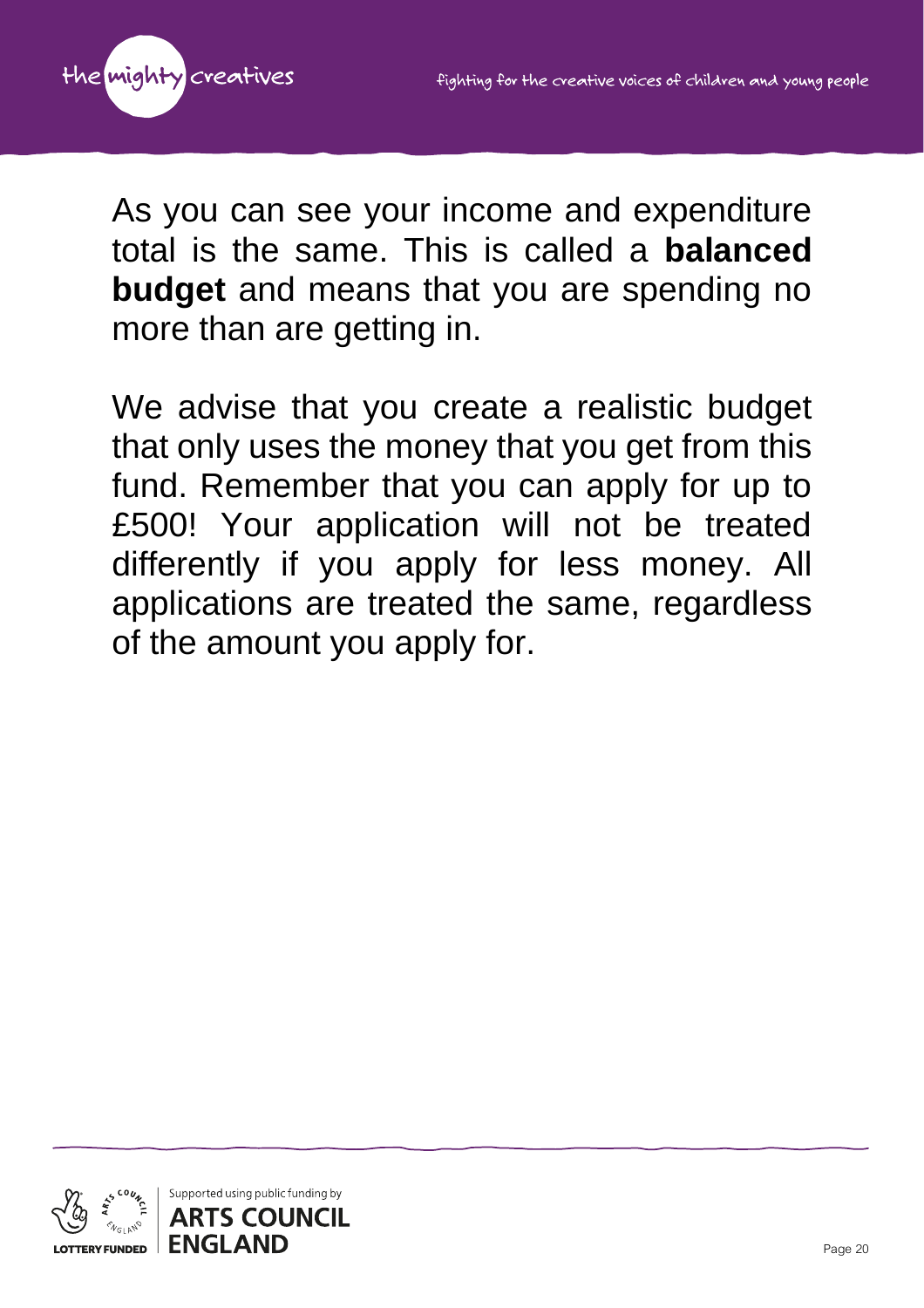As you can see your income and expenditure total is the same. This is called a **balanced budget** and means that you are spending no more than are getting in.

We advise that you create a realistic budget that only uses the money that you get from this fund. Remember that you can apply for up to £500! Your application will not be treated differently if you apply for less money. All applications are treated the same, regardless of the amount you apply for.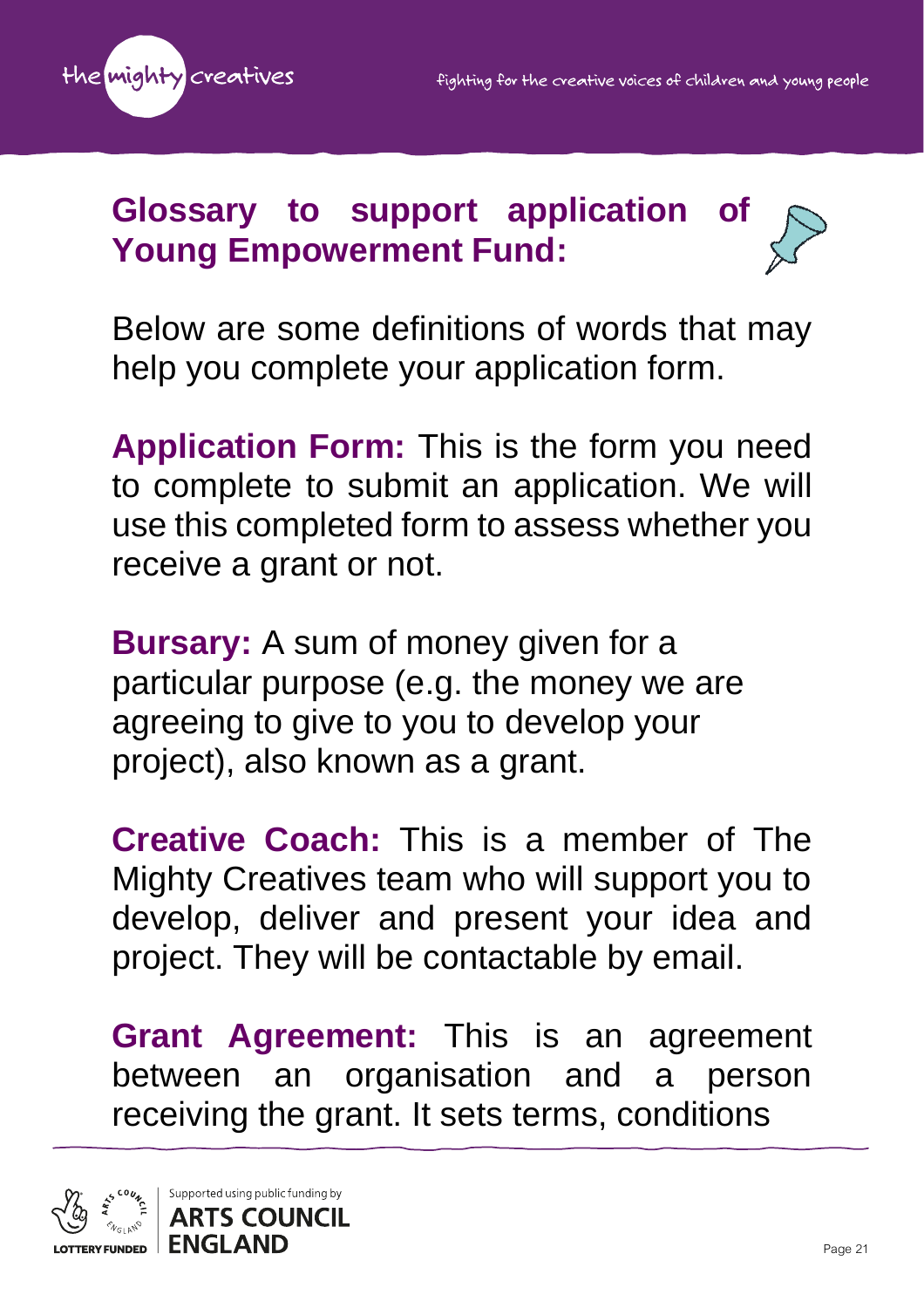## Glossary to support application of Young Empowerment Fund:

Below are some definitions of words that may help you complete your application form.

**Application Form:** This is the form you need to complete to submit an application. We will use this completed form to assess whether you receive a grant or not.

**Bursary:** A sum of money given for a particular purpose (e.g. the money we are agreeing to give to you to develop your project), also known as a grant.

**Creative Coach:** This is a member of The Mighty Creatives team who will support you to develop, deliver and present your idea and project. They will be contactable by email.

**Grant Agreement:** This is an agreement between an organisation and a person receiving the grant. It sets terms, conditions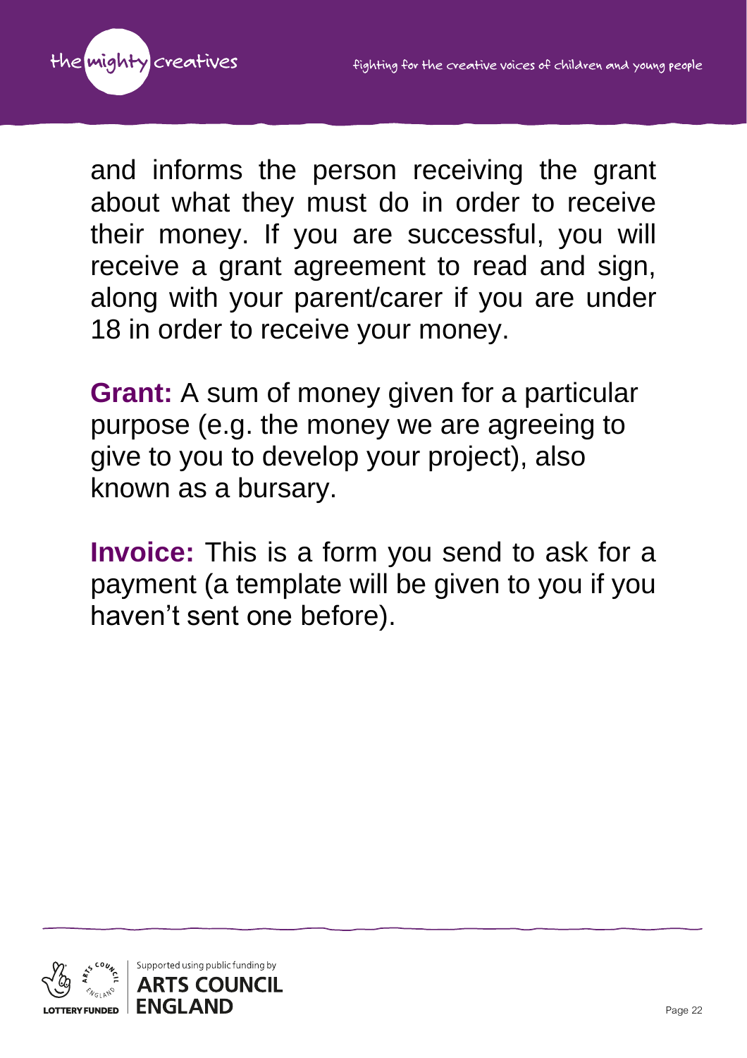and informs the person receiving the grant about what they must do in order to receive their money. If you are successful, you will receive a grant agreement to read and sign, along with your parent/carer if you are under 18 in order to receive your money.

**Grant:** A sum of money given for a particular purpose (e.g. the money we are agreeing to give to you to develop your project), also known as a bursary.

**Invoice:** This is a form you send to ask for a payment (a template will be given to you if you haven't sent one before).